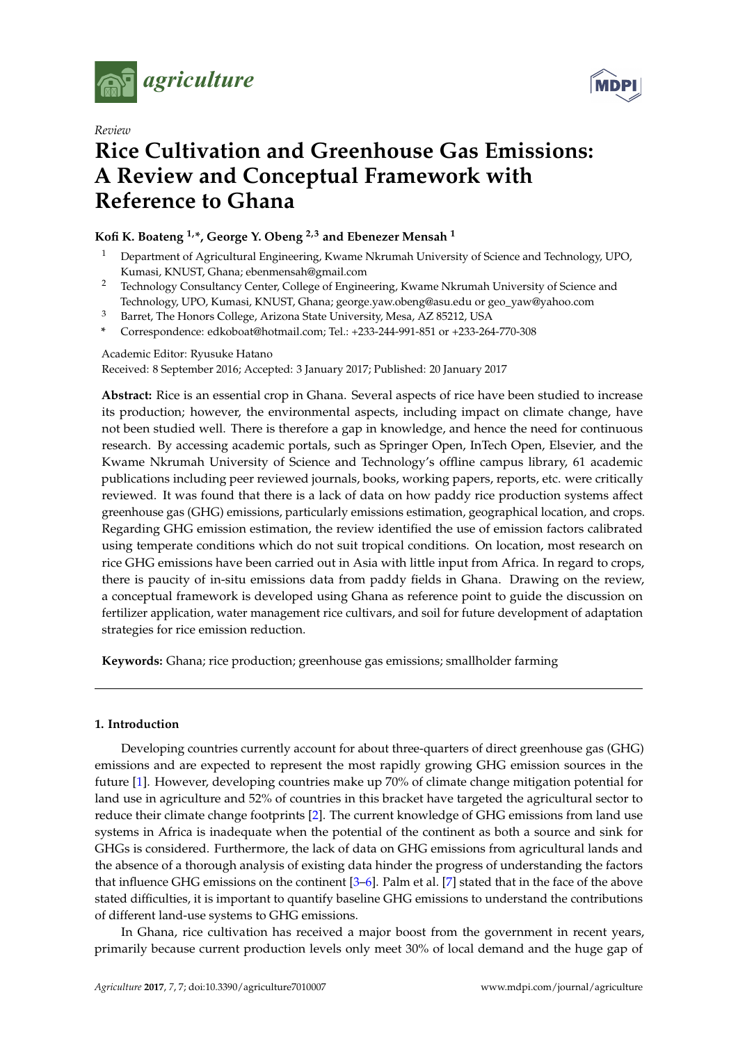*agriculture*

*Review*

# Rice Cultivation and Greenhouse Gas Emissions: A Review and Conceptual Framework with Reference to Ghana

**Kofi K. Boateng [1,*], George Y. Obeng [2,3] and Ebenezer Mensah [1]**

[1] Department of Agricultural Engineering, Kwame Nkrumah University of Science and Technology, UPO, Kumasi, KNUST, Ghana; ebenmensah@gmail.com

[2] Technology Consultancy Center, College of Engineering, Kwame Nkrumah University of Science and Technology, UPO, Kumasi, KNUST, Ghana; george.yaw.obeng@asu.edu or geo_yaw@yahoo.com

[3] Barret, The Honors College, Arizona State University, Mesa, AZ 85212, USA

\* Correspondence: edkoboat@hotmail.com; Tel.: +233-244-991-851 or +233-264-770-308

Academic Editor: Ryusuke Hatano

Received: 8 September 2016; Accepted: 3 January 2017; Published: 20 January 2017

**Abstract:** Rice is an essential crop in Ghana. Several aspects of rice have been studied to increase its production; however, the environmental aspects, including impact on climate change, have not been studied well. There is therefore a gap in knowledge, and hence the need for continuous research. By accessing academic portals, such as Springer Open, InTech Open, Elsevier, and the Kwame Nkrumah University of Science and Technology's offline campus library, 61 academic publications including peer reviewed journals, books, working papers, reports, etc. were critically reviewed. It was found that there is a lack of data on how paddy rice production systems affect greenhouse gas (GHG) emissions, particularly emissions estimation, geographical location, and crops. Regarding GHG emission estimation, the review identified the use of emission factors calibrated using temperate conditions which do not suit tropical conditions. On location, most research on rice GHG emissions have been carried out in Asia with little input from Africa. In regard to crops, there is paucity of in-situ emissions data from paddy fields in Ghana. Drawing on the review, a conceptual framework is developed using Ghana as reference point to guide the discussion on fertilizer application, water management rice cultivars, and soil for future development of adaptation strategies for rice emission reduction.

**Keywords:** Ghana; rice production; greenhouse gas emissions; smallholder farming

## 1. Introduction

Developing countries currently account for about three-quarters of direct greenhouse gas (GHG) emissions and are expected to represent the most rapidly growing GHG emission sources in the future [1]. However, developing countries make up 70% of climate change mitigation potential for land use in agriculture and 52% of countries in this bracket have targeted the agricultural sector to reduce their climate change footprints [2]. The current knowledge of GHG emissions from land use systems in Africa is inadequate when the potential of the continent as both a source and sink for GHGs is considered. Furthermore, the lack of data on GHG emissions from agricultural lands and the absence of a thorough analysis of existing data hinder the progress of understanding the factors that influence GHG emissions on the continent [3–6]. Palm et al. [7] stated that in the face of the above stated difficulties, it is important to quantify baseline GHG emissions to understand the contributions of different land-use systems to GHG emissions.

In Ghana, rice cultivation has received a major boost from the government in recent years, primarily because current production levels only meet 30% of local demand and the huge gap of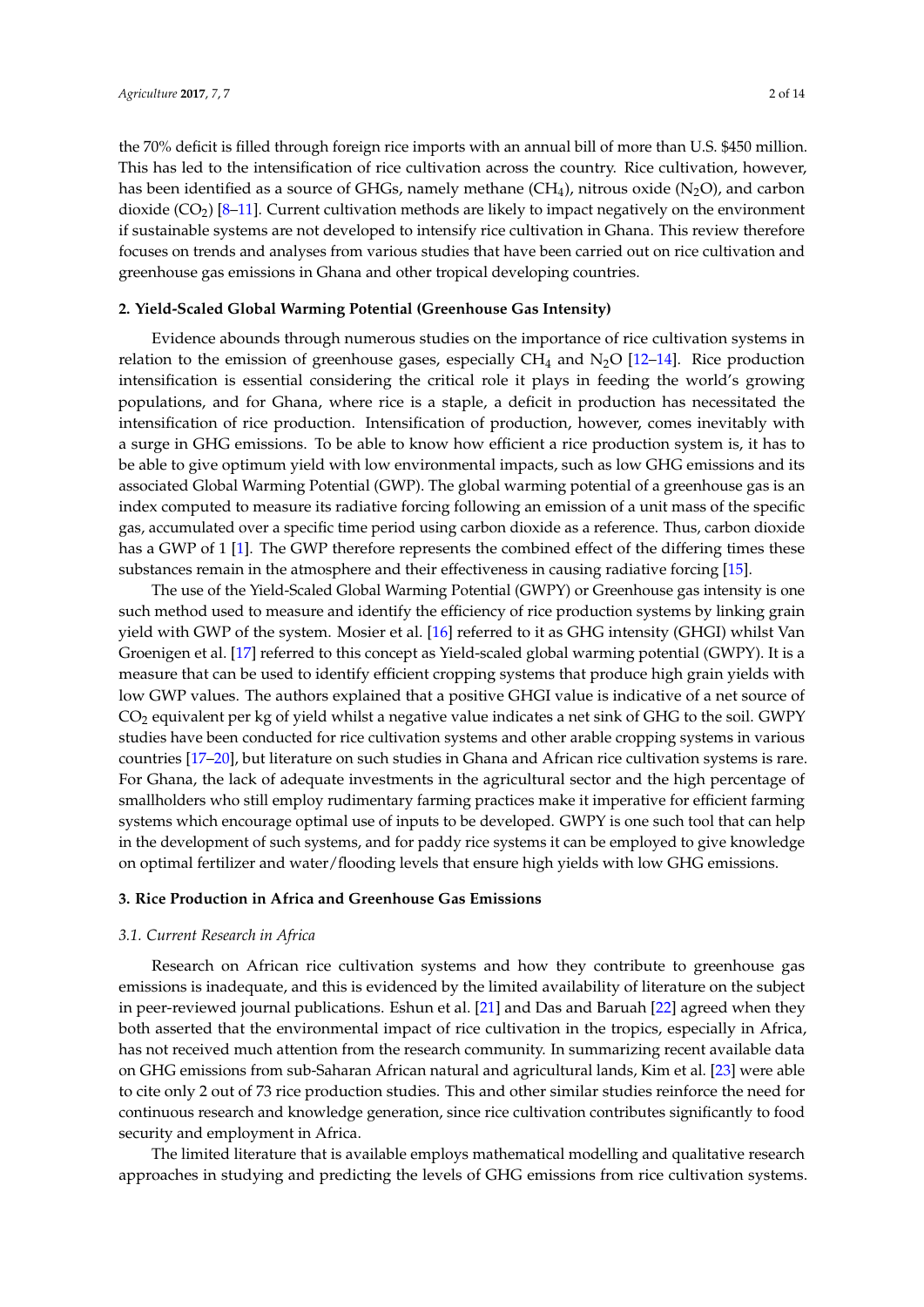the 70% deficit is filled through foreign rice imports with an annual bill of more than U.S. $450 million. This has led to the intensification of rice cultivation across the country. Rice cultivation, however, has been identified as a source of GHGs, namely methane ($CH_4$), nitrous oxide ($N_2O$), and carbon dioxide ($CO_2$) [8–11]. Current cultivation methods are likely to impact negatively on the environment if sustainable systems are not developed to intensify rice cultivation in Ghana. This review therefore focuses on trends and analyses from various studies that have been carried out on rice cultivation and greenhouse gas emissions in Ghana and other tropical developing countries.

## 2. Yield-Scaled Global Warming Potential (Greenhouse Gas Intensity)

Evidence abounds through numerous studies on the importance of rice cultivation systems in relation to the emission of greenhouse gases, especially $CH_4$ and $N_2O$ [12–14]. Rice production intensification is essential considering the critical role it plays in feeding the world's growing populations, and for Ghana, where rice is a staple, a deficit in production has necessitated the intensification of rice production. Intensification of production, however, comes inevitably with a surge in GHG emissions. To be able to know how efficient a rice production system is, it has to be able to give optimum yield with low environmental impacts, such as low GHG emissions and its associated Global Warming Potential (GWP). The global warming potential of a greenhouse gas is an index computed to measure its radiative forcing following an emission of a unit mass of the specific gas, accumulated over a specific time period using carbon dioxide as a reference. Thus, carbon dioxide has a GWP of 1 [1]. The GWP therefore represents the combined effect of the differing times these substances remain in the atmosphere and their effectiveness in causing radiative forcing [15].

The use of the Yield-Scaled Global Warming Potential (GWPY) or Greenhouse gas intensity is one such method used to measure and identify the efficiency of rice production systems by linking grain yield with GWP of the system. Mosier et al. [16] referred to it as GHG intensity (GHGI) whilst Van Groenigen et al. [17] referred to this concept as Yield-scaled global warming potential (GWPY). It is a measure that can be used to identify efficient cropping systems that produce high grain yields with low GWP values. The authors explained that a positive GHGI value is indicative of a net source of $CO_2$ equivalent per kg of yield whilst a negative value indicates a net sink of GHG to the soil. GWPY studies have been conducted for rice cultivation systems and other arable cropping systems in various countries [17–20], but literature on such studies in Ghana and African rice cultivation systems is rare. For Ghana, the lack of adequate investments in the agricultural sector and the high percentage of smallholders who still employ rudimentary farming practices make it imperative for efficient farming systems which encourage optimal use of inputs to be developed. GWPY is one such tool that can help in the development of such systems, and for paddy rice systems it can be employed to give knowledge on optimal fertilizer and water/flooding levels that ensure high yields with low GHG emissions.

## 3. Rice Production in Africa and Greenhouse Gas Emissions

### 3.1. Current Research in Africa

Research on African rice cultivation systems and how they contribute to greenhouse gas emissions is inadequate, and this is evidenced by the limited availability of literature on the subject in peer-reviewed journal publications. Eshun et al. [21] and Das and Baruah [22] agreed when they both asserted that the environmental impact of rice cultivation in the tropics, especially in Africa, has not received much attention from the research community. In summarizing recent available data on GHG emissions from sub-Saharan African natural and agricultural lands, Kim et al. [23] were able to cite only 2 out of 73 rice production studies. This and other similar studies reinforce the need for continuous research and knowledge generation, since rice cultivation contributes significantly to food security and employment in Africa.

The limited literature that is available employs mathematical modelling and qualitative research approaches in studying and predicting the levels of GHG emissions from rice cultivation systems.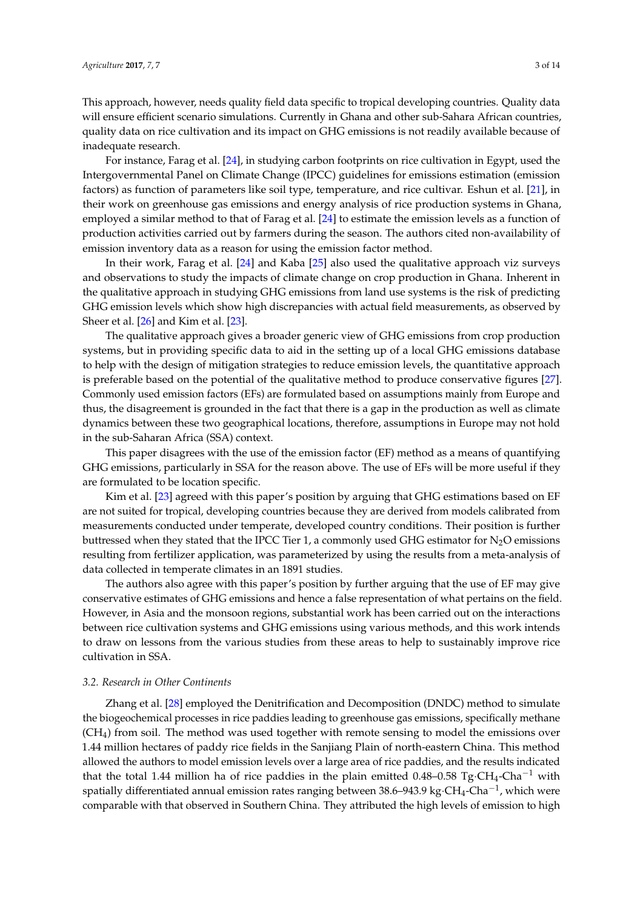This approach, however, needs quality field data specific to tropical developing countries. Quality data will ensure efficient scenario simulations. Currently in Ghana and other sub-Sahara African countries, quality data on rice cultivation and its impact on GHG emissions is not readily available because of inadequate research.

For instance, Farag et al. [24], in studying carbon footprints on rice cultivation in Egypt, used the Intergovernmental Panel on Climate Change (IPCC) guidelines for emissions estimation (emission factors) as function of parameters like soil type, temperature, and rice cultivar. Eshun et al. [21], in their work on greenhouse gas emissions and energy analysis of rice production systems in Ghana, employed a similar method to that of Farag et al. [24] to estimate the emission levels as a function of production activities carried out by farmers during the season. The authors cited non-availability of emission inventory data as a reason for using the emission factor method.

In their work, Farag et al. [24] and Kaba [25] also used the qualitative approach viz surveys and observations to study the impacts of climate change on crop production in Ghana. Inherent in the qualitative approach in studying GHG emissions from land use systems is the risk of predicting GHG emission levels which show high discrepancies with actual field measurements, as observed by Sheer et al. [26] and Kim et al. [23].

The qualitative approach gives a broader generic view of GHG emissions from crop production systems, but in providing specific data to aid in the setting up of a local GHG emissions database to help with the design of mitigation strategies to reduce emission levels, the quantitative approach is preferable based on the potential of the qualitative method to produce conservative figures [27]. Commonly used emission factors (EFs) are formulated based on assumptions mainly from Europe and thus, the disagreement is grounded in the fact that there is a gap in the production as well as climate dynamics between these two geographical locations, therefore, assumptions in Europe may not hold in the sub-Saharan Africa (SSA) context.

This paper disagrees with the use of the emission factor (EF) method as a means of quantifying GHG emissions, particularly in SSA for the reason above. The use of EFs will be more useful if they are formulated to be location specific.

Kim et al. [23] agreed with this paper's position by arguing that GHG estimations based on EF are not suited for tropical, developing countries because they are derived from models calibrated from measurements conducted under temperate, developed country conditions. Their position is further buttressed when they stated that the IPCC Tier 1, a commonly used GHG estimator for $N_2O$ emissions resulting from fertilizer application, was parameterized by using the results from a meta-analysis of data collected in temperate climates in an 1891 studies.

The authors also agree with this paper's position by further arguing that the use of EF may give conservative estimates of GHG emissions and hence a false representation of what pertains on the field. However, in Asia and the monsoon regions, substantial work has been carried out on the interactions between rice cultivation systems and GHG emissions using various methods, and this work intends to draw on lessons from the various studies from these areas to help to sustainably improve rice cultivation in SSA.

### *3.2. Research in Other Continents*

Zhang et al. [28] employed the Denitrification and Decomposition (DNDC) method to simulate the biogeochemical processes in rice paddies leading to greenhouse gas emissions, specifically methane ($CH_4$) from soil. The method was used together with remote sensing to model the emissions over 1.44 million hectares of paddy rice fields in the Sanjiang Plain of north-eastern China. This method allowed the authors to model emission levels over a large area of rice paddies, and the results indicated that the total 1.44 million ha of rice paddies in the plain emitted 0.48–0.58 Tg·$CH_4$-Cha$^{-1}$ with spatially differentiated annual emission rates ranging between 38.6–943.9 kg·$CH_4$-Cha$^{-1}$, which were comparable with that observed in Southern China. They attributed the high levels of emission to high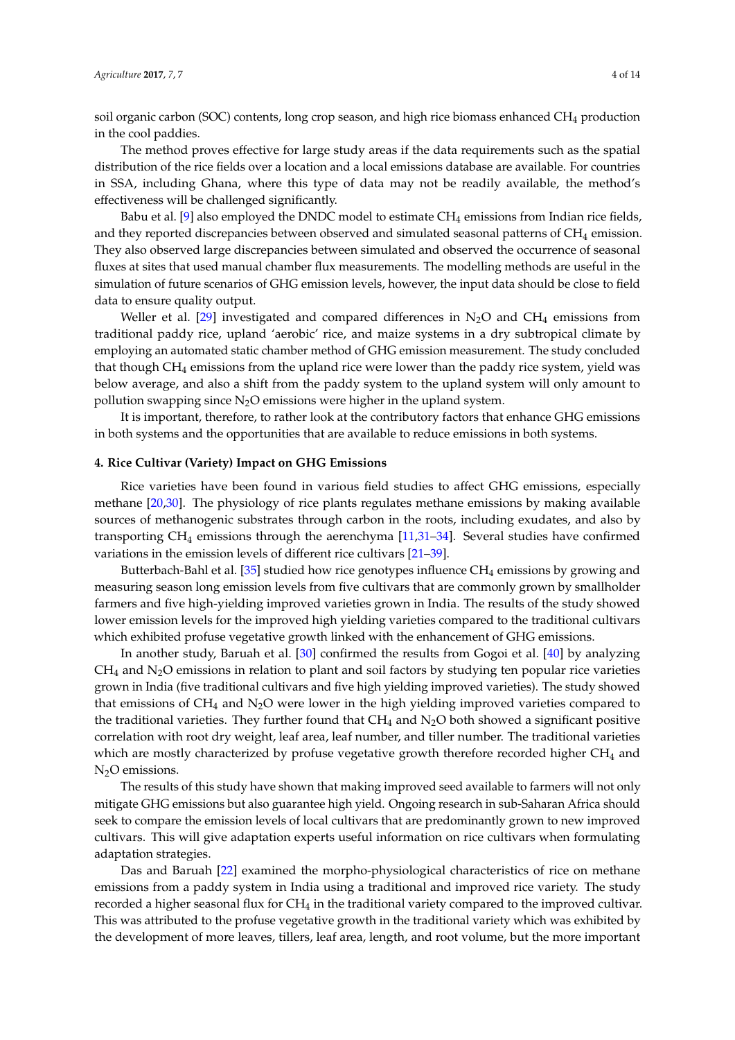soil organic carbon (SOC) contents, long crop season, and high rice biomass enhanced $CH_4$ production in the cool paddies.

The method proves effective for large study areas if the data requirements such as the spatial distribution of the rice fields over a location and a local emissions database are available. For countries in SSA, including Ghana, where this type of data may not be readily available, the method's effectiveness will be challenged significantly.

Babu et al. [9] also employed the DNDC model to estimate $CH_4$ emissions from Indian rice fields, and they reported discrepancies between observed and simulated seasonal patterns of $CH_4$ emission. They also observed large discrepancies between simulated and observed the occurrence of seasonal fluxes at sites that used manual chamber flux measurements. The modelling methods are useful in the simulation of future scenarios of GHG emission levels, however, the input data should be close to field data to ensure quality output.

Weller et al. [29] investigated and compared differences in $N_2O$ and $CH_4$ emissions from traditional paddy rice, upland 'aerobic' rice, and maize systems in a dry subtropical climate by employing an automated static chamber method of GHG emission measurement. The study concluded that though $CH_4$ emissions from the upland rice were lower than the paddy rice system, yield was below average, and also a shift from the paddy system to the upland system will only amount to pollution swapping since $N_2O$ emissions were higher in the upland system.

It is important, therefore, to rather look at the contributory factors that enhance GHG emissions in both systems and the opportunities that are available to reduce emissions in both systems.

## 4. Rice Cultivar (Variety) Impact on GHG Emissions

Rice varieties have been found in various field studies to affect GHG emissions, especially methane [20,30]. The physiology of rice plants regulates methane emissions by making available sources of methanogenic substrates through carbon in the roots, including exudates, and also by transporting $CH_4$ emissions through the aerenchyma [11,31–34]. Several studies have confirmed variations in the emission levels of different rice cultivars [21–39].

Butterbach-Bahl et al. [35] studied how rice genotypes influence $CH_4$ emissions by growing and measuring season long emission levels from five cultivars that are commonly grown by smallholder farmers and five high-yielding improved varieties grown in India. The results of the study showed lower emission levels for the improved high yielding varieties compared to the traditional cultivars which exhibited profuse vegetative growth linked with the enhancement of GHG emissions.

In another study, Baruah et al. [30] confirmed the results from Gogoi et al. [40] by analyzing $CH_4$ and $N_2O$ emissions in relation to plant and soil factors by studying ten popular rice varieties grown in India (five traditional cultivars and five high yielding improved varieties). The study showed that emissions of $CH_4$ and $N_2O$ were lower in the high yielding improved varieties compared to the traditional varieties. They further found that $CH_4$ and $N_2O$ both showed a significant positive correlation with root dry weight, leaf area, leaf number, and tiller number. The traditional varieties which are mostly characterized by profuse vegetative growth therefore recorded higher $CH_4$ and $N_2O$ emissions.

The results of this study have shown that making improved seed available to farmers will not only mitigate GHG emissions but also guarantee high yield. Ongoing research in sub-Saharan Africa should seek to compare the emission levels of local cultivars that are predominantly grown to new improved cultivars. This will give adaptation experts useful information on rice cultivars when formulating adaptation strategies.

Das and Baruah [22] examined the morpho-physiological characteristics of rice on methane emissions from a paddy system in India using a traditional and improved rice variety. The study recorded a higher seasonal flux for $CH_4$ in the traditional variety compared to the improved cultivar. This was attributed to the profuse vegetative growth in the traditional variety which was exhibited by the development of more leaves, tillers, leaf area, length, and root volume, but the more important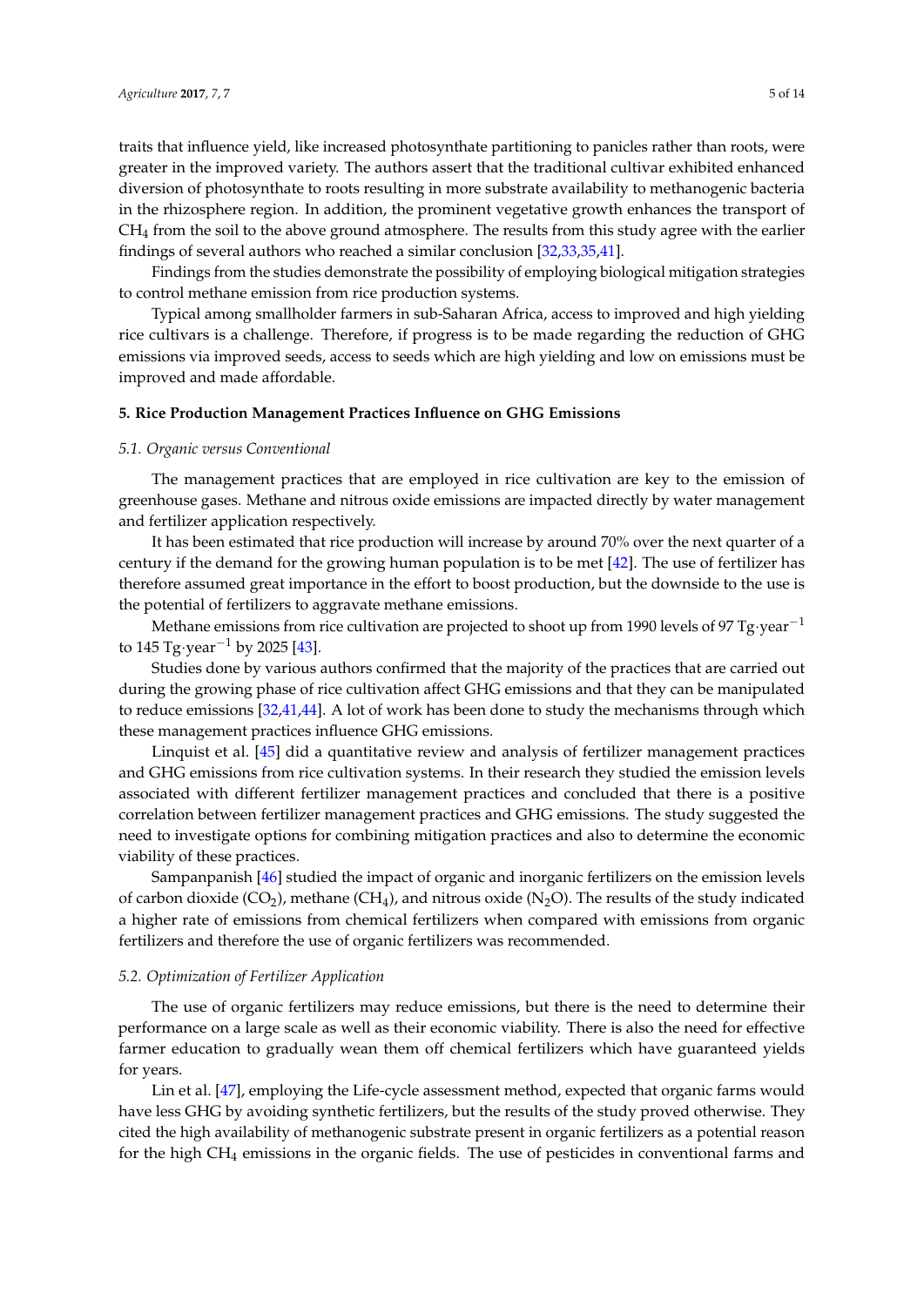traits that influence yield, like increased photosynthate partitioning to panicles rather than roots, were greater in the improved variety. The authors assert that the traditional cultivar exhibited enhanced diversion of photosynthate to roots resulting in more substrate availability to methanogenic bacteria in the rhizosphere region. In addition, the prominent vegetative growth enhances the transport of $CH_4$ from the soil to the above ground atmosphere. The results from this study agree with the earlier findings of several authors who reached a similar conclusion [32,33,35,41].

Findings from the studies demonstrate the possibility of employing biological mitigation strategies to control methane emission from rice production systems.

Typical among smallholder farmers in sub-Saharan Africa, access to improved and high yielding rice cultivars is a challenge. Therefore, if progress is to be made regarding the reduction of GHG emissions via improved seeds, access to seeds which are high yielding and low on emissions must be improved and made affordable.

## 5. Rice Production Management Practices Influence on GHG Emissions

### *5.1. Organic versus Conventional*

The management practices that are employed in rice cultivation are key to the emission of greenhouse gases. Methane and nitrous oxide emissions are impacted directly by water management and fertilizer application respectively.

It has been estimated that rice production will increase by around 70% over the next quarter of a century if the demand for the growing human population is to be met [42]. The use of fertilizer has therefore assumed great importance in the effort to boost production, but the downside to the use is the potential of fertilizers to aggravate methane emissions.

Methane emissions from rice cultivation are projected to shoot up from 1990 levels of 97 $\text{Tg}\cdot\text{year}^{-1}$ to 145 $\text{Tg}\cdot\text{year}^{-1}$ by 2025 [43].

Studies done by various authors confirmed that the majority of the practices that are carried out during the growing phase of rice cultivation affect GHG emissions and that they can be manipulated to reduce emissions [32,41,44]. A lot of work has been done to study the mechanisms through which these management practices influence GHG emissions.

Linquist et al. [45] did a quantitative review and analysis of fertilizer management practices and GHG emissions from rice cultivation systems. In their research they studied the emission levels associated with different fertilizer management practices and concluded that there is a positive correlation between fertilizer management practices and GHG emissions. The study suggested the need to investigate options for combining mitigation practices and also to determine the economic viability of these practices.

Sampanpanish [46] studied the impact of organic and inorganic fertilizers on the emission levels of carbon dioxide ($CO_2$), methane ($CH_4$), and nitrous oxide ($N_2O$). The results of the study indicated a higher rate of emissions from chemical fertilizers when compared with emissions from organic fertilizers and therefore the use of organic fertilizers was recommended.

### *5.2. Optimization of Fertilizer Application*

The use of organic fertilizers may reduce emissions, but there is the need to determine their performance on a large scale as well as their economic viability. There is also the need for effective farmer education to gradually wean them off chemical fertilizers which have guaranteed yields for years.

Lin et al. [47], employing the Life-cycle assessment method, expected that organic farms would have less GHG by avoiding synthetic fertilizers, but the results of the study proved otherwise. They cited the high availability of methanogenic substrate present in organic fertilizers as a potential reason for the high $CH_4$ emissions in the organic fields. The use of pesticides in conventional farms and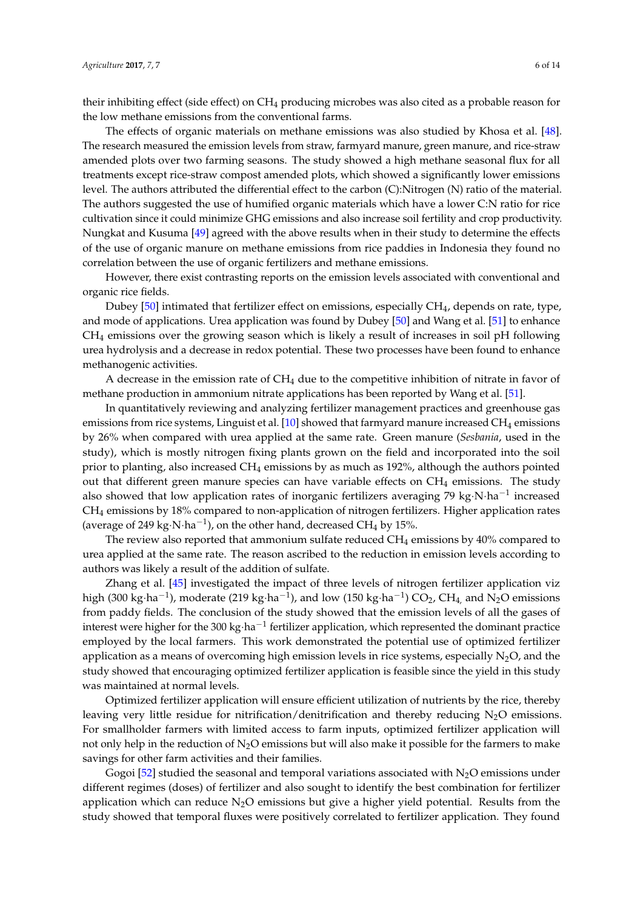their inhibiting effect (side effect) on $CH_4$ producing microbes was also cited as a probable reason for the low methane emissions from the conventional farms.

The effects of organic materials on methane emissions was also studied by Khosa et al. [48]. The research measured the emission levels from straw, farmyard manure, green manure, and rice-straw amended plots over two farming seasons. The study showed a high methane seasonal flux for all treatments except rice-straw compost amended plots, which showed a significantly lower emissions level. The authors attributed the differential effect to the carbon (C):Nitrogen (N) ratio of the material. The authors suggested the use of humified organic materials which have a lower C:N ratio for rice cultivation since it could minimize GHG emissions and also increase soil fertility and crop productivity. Nungkat and Kusuma [49] agreed with the above results when in their study to determine the effects of the use of organic manure on methane emissions from rice paddies in Indonesia they found no correlation between the use of organic fertilizers and methane emissions.

However, there exist contrasting reports on the emission levels associated with conventional and organic rice fields.

Dubey [50] intimated that fertilizer effect on emissions, especially $CH_4$, depends on rate, type, and mode of applications. Urea application was found by Dubey [50] and Wang et al. [51] to enhance $CH_4$ emissions over the growing season which is likely a result of increases in soil pH following urea hydrolysis and a decrease in redox potential. These two processes have been found to enhance methanogenic activities.

A decrease in the emission rate of $CH_4$ due to the competitive inhibition of nitrate in favor of methane production in ammonium nitrate applications has been reported by Wang et al. [51].

In quantitatively reviewing and analyzing fertilizer management practices and greenhouse gas emissions from rice systems, Linguist et al. [10] showed that farmyard manure increased $CH_4$ emissions by 26% when compared with urea applied at the same rate. Green manure (*Sesbania*, used in the study), which is mostly nitrogen fixing plants grown on the field and incorporated into the soil prior to planting, also increased $CH_4$ emissions by as much as 192%, although the authors pointed out that different green manure species can have variable effects on $CH_4$ emissions. The study also showed that low application rates of inorganic fertilizers averaging 79 $kg{\cdot}N{\cdot}ha^{-1}$ increased $CH_4$ emissions by 18% compared to non-application of nitrogen fertilizers. Higher application rates (average of 249 $kg{\cdot}N{\cdot}ha^{-1}$), on the other hand, decreased $CH_4$ by 15%.

The review also reported that ammonium sulfate reduced $CH_4$ emissions by 40% compared to urea applied at the same rate. The reason ascribed to the reduction in emission levels according to authors was likely a result of the addition of sulfate.

Zhang et al. [45] investigated the impact of three levels of nitrogen fertilizer application viz high (300 $kg{\cdot}ha^{-1}$), moderate (219 $kg{\cdot}ha^{-1}$), and low (150 $kg{\cdot}ha^{-1}$) $CO_2$, $CH_4$, and $N_2O$ emissions from paddy fields. The conclusion of the study showed that the emission levels of all the gases of interest were higher for the 300 $kg{\cdot}ha^{-1}$ fertilizer application, which represented the dominant practice employed by the local farmers. This work demonstrated the potential use of optimized fertilizer application as a means of overcoming high emission levels in rice systems, especially $N_2O$, and the study showed that encouraging optimized fertilizer application is feasible since the yield in this study was maintained at normal levels.

Optimized fertilizer application will ensure efficient utilization of nutrients by the rice, thereby leaving very little residue for nitrification/denitrification and thereby reducing $N_2O$ emissions. For smallholder farmers with limited access to farm inputs, optimized fertilizer application will not only help in the reduction of $N_2O$ emissions but will also make it possible for the farmers to make savings for other farm activities and their families.

Gogoi [52] studied the seasonal and temporal variations associated with $N_2O$ emissions under different regimes (doses) of fertilizer and also sought to identify the best combination for fertilizer application which can reduce $N_2O$ emissions but give a higher yield potential. Results from the study showed that temporal fluxes were positively correlated to fertilizer application. They found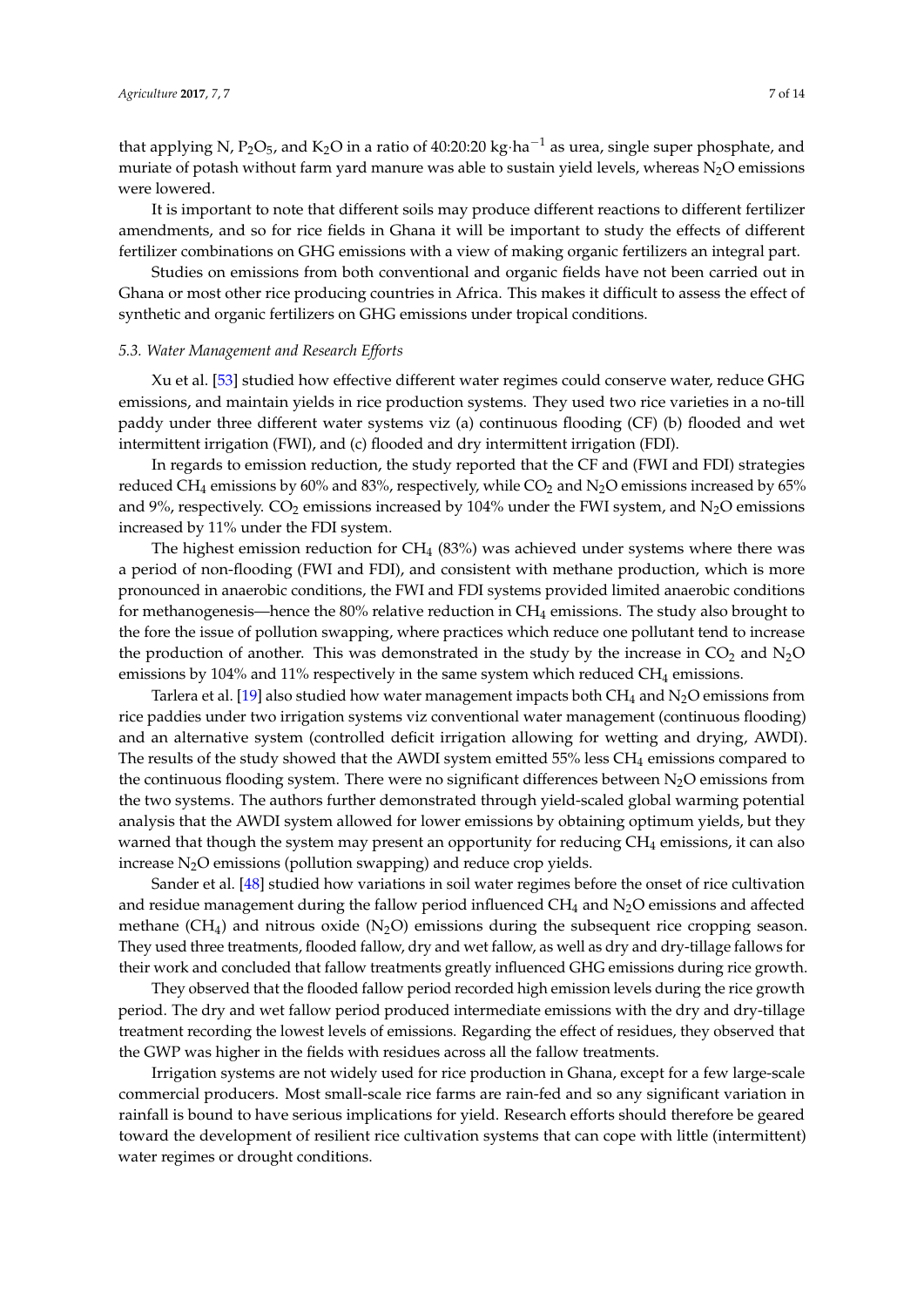that applying N, $P_2O_5$, and $K_2O$ in a ratio of 40:20:20 kg·ha$^{-1}$ as urea, single super phosphate, and muriate of potash without farm yard manure was able to sustain yield levels, whereas $N_2O$ emissions were lowered.

It is important to note that different soils may produce different reactions to different fertilizer amendments, and so for rice fields in Ghana it will be important to study the effects of different fertilizer combinations on GHG emissions with a view of making organic fertilizers an integral part.

Studies on emissions from both conventional and organic fields have not been carried out in Ghana or most other rice producing countries in Africa. This makes it difficult to assess the effect of synthetic and organic fertilizers on GHG emissions under tropical conditions.

### *5.3. Water Management and Research Efforts*

Xu et al. [53] studied how effective different water regimes could conserve water, reduce GHG emissions, and maintain yields in rice production systems. They used two rice varieties in a no-till paddy under three different water systems viz (a) continuous flooding (CF) (b) flooded and wet intermittent irrigation (FWI), and (c) flooded and dry intermittent irrigation (FDI).

In regards to emission reduction, the study reported that the CF and (FWI and FDI) strategies reduced $CH_4$ emissions by 60% and 83%, respectively, while $CO_2$ and $N_2O$ emissions increased by 65% and 9%, respectively. $CO_2$ emissions increased by 104% under the FWI system, and $N_2O$ emissions increased by 11% under the FDI system.

The highest emission reduction for $CH_4$ (83%) was achieved under systems where there was a period of non-flooding (FWI and FDI), and consistent with methane production, which is more pronounced in anaerobic conditions, the FWI and FDI systems provided limited anaerobic conditions for methanogenesis—hence the 80% relative reduction in $CH_4$ emissions. The study also brought to the fore the issue of pollution swapping, where practices which reduce one pollutant tend to increase the production of another. This was demonstrated in the study by the increase in $CO_2$ and $N_2O$ emissions by 104% and 11% respectively in the same system which reduced $CH_4$ emissions.

Tarlera et al. [19] also studied how water management impacts both $CH_4$ and $N_2O$ emissions from rice paddies under two irrigation systems viz conventional water management (continuous flooding) and an alternative system (controlled deficit irrigation allowing for wetting and drying, AWDI). The results of the study showed that the AWDI system emitted 55% less $CH_4$ emissions compared to the continuous flooding system. There were no significant differences between $N_2O$ emissions from the two systems. The authors further demonstrated through yield-scaled global warming potential analysis that the AWDI system allowed for lower emissions by obtaining optimum yields, but they warned that though the system may present an opportunity for reducing $CH_4$ emissions, it can also increase $N_2O$ emissions (pollution swapping) and reduce crop yields.

Sander et al. [48] studied how variations in soil water regimes before the onset of rice cultivation and residue management during the fallow period influenced $CH_4$ and $N_2O$ emissions and affected methane ($CH_4$) and nitrous oxide ($N_2O$) emissions during the subsequent rice cropping season. They used three treatments, flooded fallow, dry and wet fallow, as well as dry and dry-tillage fallows for their work and concluded that fallow treatments greatly influenced GHG emissions during rice growth.

They observed that the flooded fallow period recorded high emission levels during the rice growth period. The dry and wet fallow period produced intermediate emissions with the dry and dry-tillage treatment recording the lowest levels of emissions. Regarding the effect of residues, they observed that the GWP was higher in the fields with residues across all the fallow treatments.

Irrigation systems are not widely used for rice production in Ghana, except for a few large-scale commercial producers. Most small-scale rice farms are rain-fed and so any significant variation in rainfall is bound to have serious implications for yield. Research efforts should therefore be geared toward the development of resilient rice cultivation systems that can cope with little (intermittent) water regimes or drought conditions.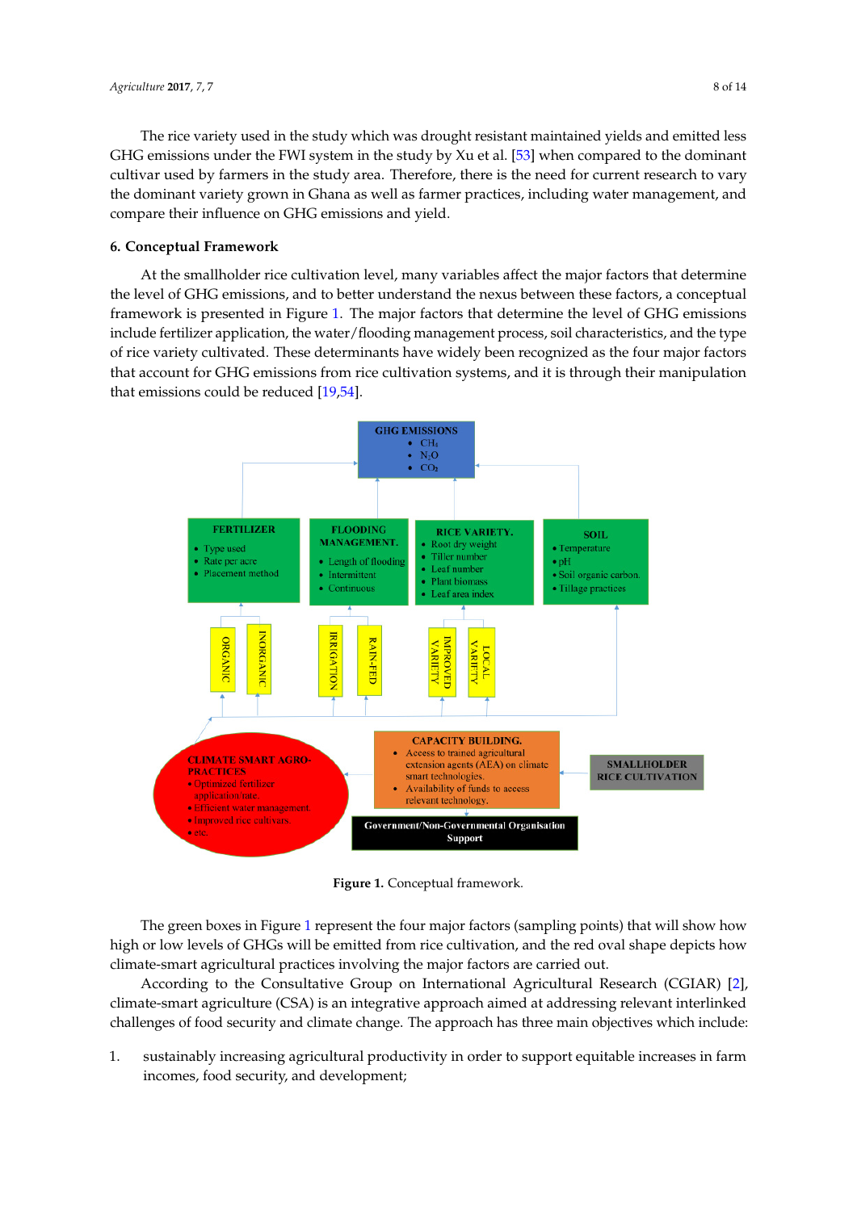The rice variety used in the study which was drought resistant maintained yields and emitted less GHG emissions under the FWI system in the study by Xu et al. [53] when compared to the dominant cultivar used by farmers in the study area. Therefore, there is the need for current research to vary the dominant variety grown in Ghana as well as farmer practices, including water management, and compare their influence on GHG emissions and yield.

## 6. Conceptual Framework

At the smallholder rice cultivation level, many variables affect the major factors that determine the level of GHG emissions, and to better understand the nexus between these factors, a conceptual framework is presented in Figure 1. The major factors that determine the level of GHG emissions include fertilizer application, the water/flooding management process, soil characteristics, and the type of rice variety cultivated. These determinants have widely been recognized as the four major factors that account for GHG emissions from rice cultivation systems, and it is through their manipulation that emissions could be reduced [19,54].

**Figure 1.** Conceptual framework.

The green boxes in Figure 1 represent the four major factors (sampling points) that will show how high or low levels of GHGs will be emitted from rice cultivation, and the red oval shape depicts how climate-smart agricultural practices involving the major factors are carried out.

According to the Consultative Group on International Agricultural Research (CGIAR) [2], climate-smart agriculture (CSA) is an integrative approach aimed at addressing relevant interlinked challenges of food security and climate change. The approach has three main objectives which include:

1. sustainably increasing agricultural productivity in order to support equitable increases in farm incomes, food security, and development;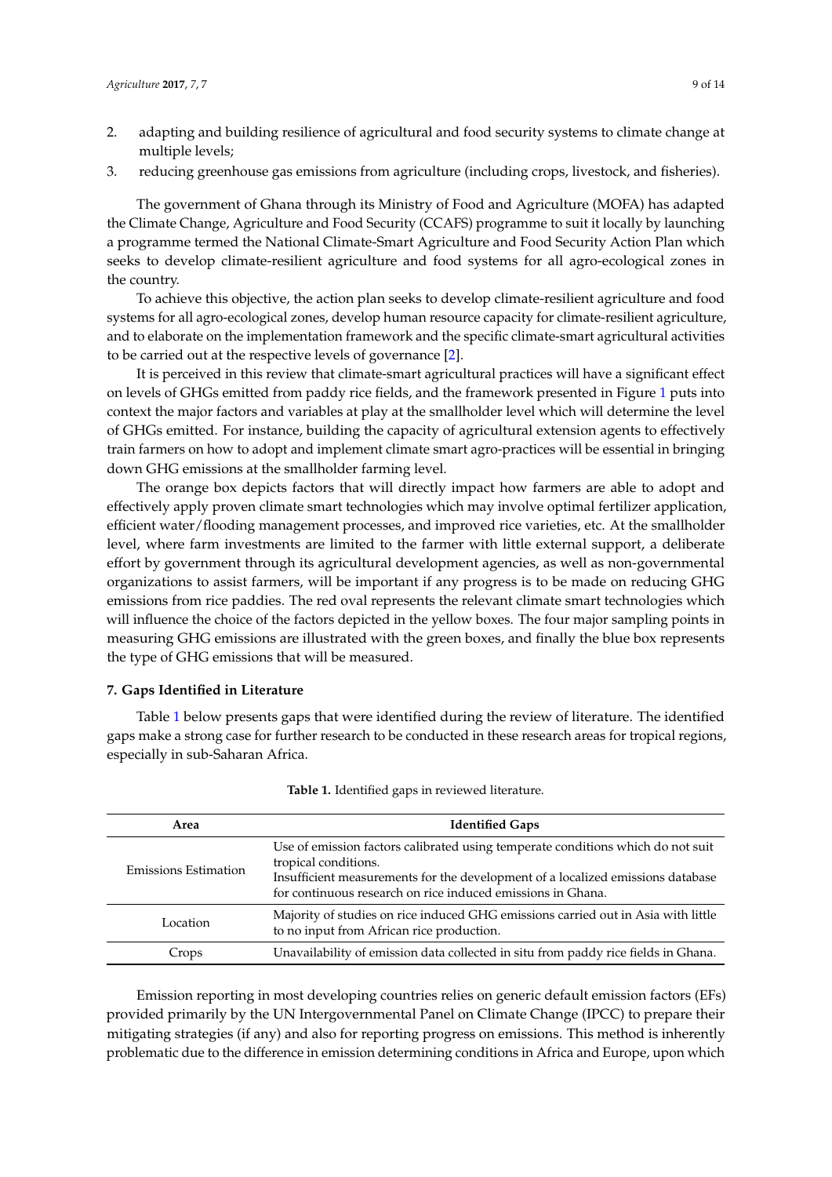2. adapting and building resilience of agricultural and food security systems to climate change at multiple levels;
3. reducing greenhouse gas emissions from agriculture (including crops, livestock, and fisheries).

The government of Ghana through its Ministry of Food and Agriculture (MOFA) has adapted the Climate Change, Agriculture and Food Security (CCAFS) programme to suit it locally by launching a programme termed the National Climate-Smart Agriculture and Food Security Action Plan which seeks to develop climate-resilient agriculture and food systems for all agro-ecological zones in the country.

To achieve this objective, the action plan seeks to develop climate-resilient agriculture and food systems for all agro-ecological zones, develop human resource capacity for climate-resilient agriculture, and to elaborate on the implementation framework and the specific climate-smart agricultural activities to be carried out at the respective levels of governance [2].

It is perceived in this review that climate-smart agricultural practices will have a significant effect on levels of GHGs emitted from paddy rice fields, and the framework presented in Figure 1 puts into context the major factors and variables at play at the smallholder level which will determine the level of GHGs emitted. For instance, building the capacity of agricultural extension agents to effectively train farmers on how to adopt and implement climate smart agro-practices will be essential in bringing down GHG emissions at the smallholder farming level.

The orange box depicts factors that will directly impact how farmers are able to adopt and effectively apply proven climate smart technologies which may involve optimal fertilizer application, efficient water/flooding management processes, and improved rice varieties, etc. At the smallholder level, where farm investments are limited to the farmer with little external support, a deliberate effort by government through its agricultural development agencies, as well as non-governmental organizations to assist farmers, will be important if any progress is to be made on reducing GHG emissions from rice paddies. The red oval represents the relevant climate smart technologies which will influence the choice of the factors depicted in the yellow boxes. The four major sampling points in measuring GHG emissions are illustrated with the green boxes, and finally the blue box represents the type of GHG emissions that will be measured.

## 7. Gaps Identified in Literature

Table 1 below presents gaps that were identified during the review of literature. The identified gaps make a strong case for further research to be conducted in these research areas for tropical regions, especially in sub-Saharan Africa.

**Table 1.** Identified gaps in reviewed literature.

| Area | Identified Gaps |
| --- | --- |
| Emissions Estimation | Use of emission factors calibrated using temperate conditions which do not suit tropical conditions.<br>Insufficient measurements for the development of a localized emissions database for continuous research on rice induced emissions in Ghana. |
| Location | Majority of studies on rice induced GHG emissions carried out in Asia with little to no input from African rice production. |
| Crops | Unavailability of emission data collected in situ from paddy rice fields in Ghana. |

Emission reporting in most developing countries relies on generic default emission factors (EFs) provided primarily by the UN Intergovernmental Panel on Climate Change (IPCC) to prepare their mitigating strategies (if any) and also for reporting progress on emissions. This method is inherently problematic due to the difference in emission determining conditions in Africa and Europe, upon which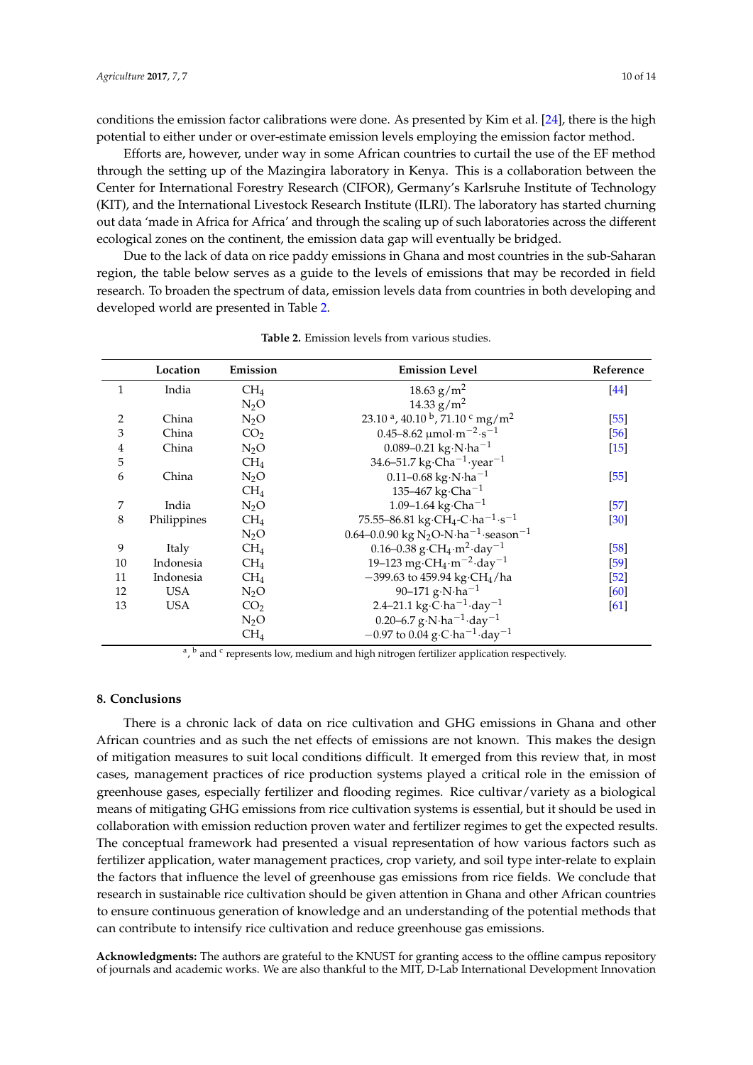conditions the emission factor calibrations were done. As presented by Kim et al. [24], there is the high potential to either under or over-estimate emission levels employing the emission factor method.

Efforts are, however, under way in some African countries to curtail the use of the EF method through the setting up of the Mazingira laboratory in Kenya. This is a collaboration between the Center for International Forestry Research (CIFOR), Germany's Karlsruhe Institute of Technology (KIT), and the International Livestock Research Institute (ILRI). The laboratory has started churning out data 'made in Africa for Africa' and through the scaling up of such laboratories across the different ecological zones on the continent, the emission data gap will eventually be bridged.

Due to the lack of data on rice paddy emissions in Ghana and most countries in the sub-Saharan region, the table below serves as a guide to the levels of emissions that may be recorded in field research. To broaden the spectrum of data, emission levels data from countries in both developing and developed world are presented in Table 2.

**Table 2.** Emission levels from various studies.

| | Location | Emission | Emission Level | Reference |
|---|---|---|---|---|
| 1 | India | $CH_4$ | 18.63 g/m$^2$ | [44] |
| | | $N_2O$ | 14.33 g/m$^2$ | |
| 2 | China | $N_2O$ | 23.10 [a], 40.10 [b], 71.10 [c] mg/m$^2$ | [55] |
| 3 | China | $CO_2$ | 0.45–8.62 μmol·m$^{-2}$·s$^{-1}$ | [56] |
| 4 | China | $N_2O$ | 0.089–0.21 kg·N·ha$^{-1}$ | [15] |
| 5 | | $CH_4$ | 34.6–51.7 kg·Cha$^{-1}$·year$^{-1}$ | |
| 6 | China | $N_2O$ | 0.11–0.68 kg·N·ha$^{-1}$ | [55] |
| | | $CH_4$ | 135–467 kg·Cha$^{-1}$ | |
| 7 | India | $N_2O$ | 1.09–1.64 kg·Cha$^{-1}$ | [57] |
| 8 | Philippines | $CH_4$ | 75.55–86.81 kg·$CH_4$-C·ha$^{-1}$·s$^{-1}$ | [30] |
| | | $N_2O$ | 0.64–0.0.90 kg $N_2O$-N·ha$^{-1}$·season$^{-1}$ | |
| 9 | Italy | $CH_4$ | 0.16–0.38 g·$CH_4$·m$^2$·day$^{-1}$ | [58] |
| 10 | Indonesia | $CH_4$ | 19–123 mg·$CH_4$·m$^{-2}$·day$^{-1}$ | [59] |
| 11 | Indonesia | $CH_4$ | −399.63 to 459.94 kg·$CH_4$/ha | [52] |
| 12 | USA | $N_2O$ | 90–171 g·N·ha$^{-1}$ | [60] |
| 13 | USA | $CO_2$ | 2.4–21.1 kg·C·ha$^{-1}$·day$^{-1}$ | [61] |
| | | $N_2O$ | 0.20–6.7 g·N·ha$^{-1}$·day$^{-1}$ | |
| | | $CH_4$ | −0.97 to 0.04 g·C·ha$^{-1}$·day$^{-1}$ | |

[a], [b] and [c] represents low, medium and high nitrogen fertilizer application respectively.

## 8. Conclusions

There is a chronic lack of data on rice cultivation and GHG emissions in Ghana and other African countries and as such the net effects of emissions are not known. This makes the design of mitigation measures to suit local conditions difficult. It emerged from this review that, in most cases, management practices of rice production systems played a critical role in the emission of greenhouse gases, especially fertilizer and flooding regimes. Rice cultivar/variety as a biological means of mitigating GHG emissions from rice cultivation systems is essential, but it should be used in collaboration with emission reduction proven water and fertilizer regimes to get the expected results. The conceptual framework had presented a visual representation of how various factors such as fertilizer application, water management practices, crop variety, and soil type inter-relate to explain the factors that influence the level of greenhouse gas emissions from rice fields. We conclude that research in sustainable rice cultivation should be given attention in Ghana and other African countries to ensure continuous generation of knowledge and an understanding of the potential methods that can contribute to intensify rice cultivation and reduce greenhouse gas emissions.

**Acknowledgments:** The authors are grateful to the KNUST for granting access to the offline campus repository of journals and academic works. We are also thankful to the MIT, D-Lab International Development Innovation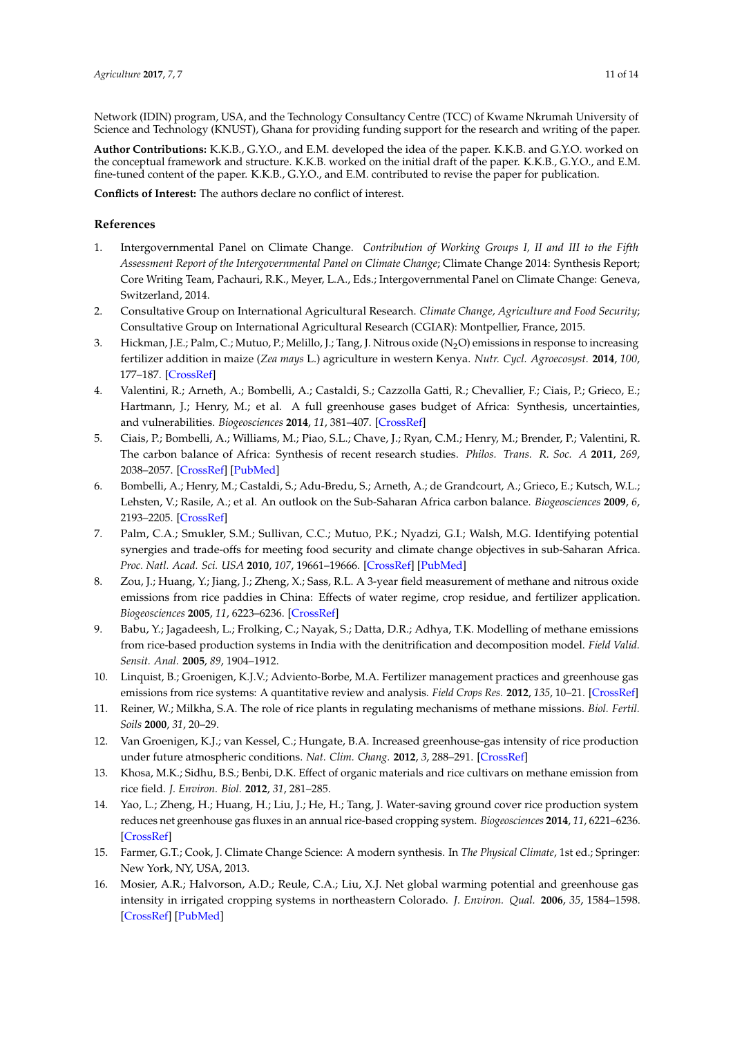Network (IDIN) program, USA, and the Technology Consultancy Centre (TCC) of Kwame Nkrumah University of Science and Technology (KNUST), Ghana for providing funding support for the research and writing of the paper.

**Author Contributions:** K.K.B., G.Y.O., and E.M. developed the idea of the paper. K.K.B. and G.Y.O. worked on the conceptual framework and structure. K.K.B. worked on the initial draft of the paper. K.K.B., G.Y.O., and E.M. fine-tuned content of the paper. K.K.B., G.Y.O., and E.M. contributed to revise the paper for publication.

**Conflicts of Interest:** The authors declare no conflict of interest.

## References

1. Intergovernmental Panel on Climate Change. *Contribution of Working Groups I, II and III to the Fifth Assessment Report of the Intergovernmental Panel on Climate Change*; Climate Change 2014: Synthesis Report; Core Writing Team, Pachauri, R.K., Meyer, L.A., Eds.; Intergovernmental Panel on Climate Change: Geneva, Switzerland, 2014.
2. Consultative Group on International Agricultural Research. *Climate Change, Agriculture and Food Security*; Consultative Group on International Agricultural Research (CGIAR): Montpellier, France, 2015.
3. Hickman, J.E.; Palm, C.; Mutuo, P.; Melillo, J.; Tang, J. Nitrous oxide ($N_2O$) emissions in response to increasing fertilizer addition in maize (*Zea mays* L.) agriculture in western Kenya. *Nutr. Cycl. Agroecosyst.* **2014**, *100*, 177–187. [CrossRef]
4. Valentini, R.; Arneth, A.; Bombelli, A.; Castaldi, S.; Cazzolla Gatti, R.; Chevallier, F.; Ciais, P.; Grieco, E.; Hartmann, J.; Henry, M.; et al. A full greenhouse gases budget of Africa: Synthesis, uncertainties, and vulnerabilities. *Biogeosciences* **2014**, *11*, 381–407. [CrossRef]
5. Ciais, P.; Bombelli, A.; Williams, M.; Piao, S.L.; Chave, J.; Ryan, C.M.; Henry, M.; Brender, P.; Valentini, R. The carbon balance of Africa: Synthesis of recent research studies. *Philos. Trans. R. Soc. A* **2011**, *269*, 2038–2057. [CrossRef] [PubMed]
6. Bombelli, A.; Henry, M.; Castaldi, S.; Adu-Bredu, S.; Arneth, A.; de Grandcourt, A.; Grieco, E.; Kutsch, W.L.; Lehsten, V.; Rasile, A.; et al. An outlook on the Sub-Saharan Africa carbon balance. *Biogeosciences* **2009**, *6*, 2193–2205. [CrossRef]
7. Palm, C.A.; Smukler, S.M.; Sullivan, C.C.; Mutuo, P.K.; Nyadzi, G.I.; Walsh, M.G. Identifying potential synergies and trade-offs for meeting food security and climate change objectives in sub-Saharan Africa. *Proc. Natl. Acad. Sci. USA* **2010**, *107*, 19661–19666. [CrossRef] [PubMed]
8. Zou, J.; Huang, Y.; Jiang, J.; Zheng, X.; Sass, R.L. A 3-year field measurement of methane and nitrous oxide emissions from rice paddies in China: Effects of water regime, crop residue, and fertilizer application. *Biogeosciences* **2005**, *11*, 6223–6236. [CrossRef]
9. Babu, Y.; Jagadeesh, L.; Frolking, C.; Nayak, S.; Datta, D.R.; Adhya, T.K. Modelling of methane emissions from rice-based production systems in India with the denitrification and decomposition model. *Field Valid. Sensit. Anal.* **2005**, *89*, 1904–1912.
10. Linquist, B.; Groenigen, K.J.V.; Adviento-Borbe, M.A. Fertilizer management practices and greenhouse gas emissions from rice systems: A quantitative review and analysis. *Field Crops Res.* **2012**, *135*, 10–21. [CrossRef]
11. Reiner, W.; Milkha, S.A. The role of rice plants in regulating mechanisms of methane missions. *Biol. Fertil. Soils* **2000**, *31*, 20–29.
12. Van Groenigen, K.J.; van Kessel, C.; Hungate, B.A. Increased greenhouse-gas intensity of rice production under future atmospheric conditions. *Nat. Clim. Chang.* **2012**, *3*, 288–291. [CrossRef]
13. Khosa, M.K.; Sidhu, B.S.; Benbi, D.K. Effect of organic materials and rice cultivars on methane emission from rice field. *J. Environ. Biol.* **2012**, *31*, 281–285.
14. Yao, L.; Zheng, H.; Huang, H.; Liu, J.; He, H.; Tang, J. Water-saving ground cover rice production system reduces net greenhouse gas fluxes in an annual rice-based cropping system. *Biogeosciences* **2014**, *11*, 6221–6236. [CrossRef]
15. Farmer, G.T.; Cook, J. Climate Change Science: A modern synthesis. In *The Physical Climate*, 1st ed.; Springer: New York, NY, USA, 2013.
16. Mosier, A.R.; Halvorson, A.D.; Reule, C.A.; Liu, X.J. Net global warming potential and greenhouse gas intensity in irrigated cropping systems in northeastern Colorado. *J. Environ. Qual.* **2006**, *35*, 1584–1598. [CrossRef] [PubMed]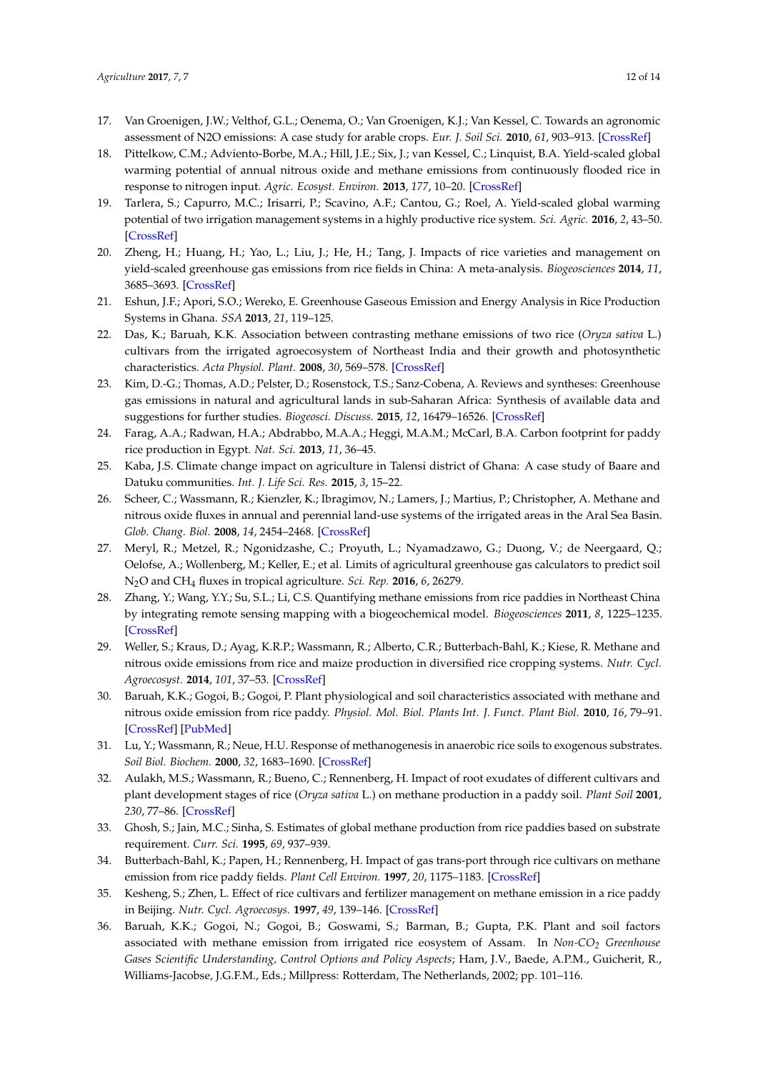17. Van Groenigen, J.W.; Velthof, G.L.; Oenema, O.; Van Groenigen, K.J.; Van Kessel, C. Towards an agronomic assessment of N2O emissions: A case study for arable crops. *Eur. J. Soil Sci.* **2010**, *61*, 903–913. [CrossRef]
18. Pittelkow, C.M.; Adviento-Borbe, M.A.; Hill, J.E.; Six, J.; van Kessel, C.; Linquist, B.A. Yield-scaled global warming potential of annual nitrous oxide and methane emissions from continuously flooded rice in response to nitrogen input. *Agric. Ecosyst. Environ.* **2013**, *177*, 10–20. [CrossRef]
19. Tarlera, S.; Capurro, M.C.; Irisarri, P.; Scavino, A.F.; Cantou, G.; Roel, A. Yield-scaled global warming potential of two irrigation management systems in a highly productive rice system. *Sci. Agric.* **2016**, *2*, 43–50. [CrossRef]
20. Zheng, H.; Huang, H.; Yao, L.; Liu, J.; He, H.; Tang, J. Impacts of rice varieties and management on yield-scaled greenhouse gas emissions from rice fields in China: A meta-analysis. *Biogeosciences* **2014**, *11*, 3685–3693. [CrossRef]
21. Eshun, J.F.; Apori, S.O.; Wereko, E. Greenhouse Gaseous Emission and Energy Analysis in Rice Production Systems in Ghana. *SSA* **2013**, *21*, 119–125.
22. Das, K.; Baruah, K.K. Association between contrasting methane emissions of two rice (*Oryza sativa* L.) cultivars from the irrigated agroecosystem of Northeast India and their growth and photosynthetic characteristics. *Acta Physiol. Plant.* **2008**, *30*, 569–578. [CrossRef]
23. Kim, D.-G.; Thomas, A.D.; Pelster, D.; Rosenstock, T.S.; Sanz-Cobena, A. Reviews and syntheses: Greenhouse gas emissions in natural and agricultural lands in sub-Saharan Africa: Synthesis of available data and suggestions for further studies. *Biogeosci. Discuss.* **2015**, *12*, 16479–16526. [CrossRef]
24. Farag, A.A.; Radwan, H.A.; Abdrabbo, M.A.A.; Heggi, M.A.M.; McCarl, B.A. Carbon footprint for paddy rice production in Egypt. *Nat. Sci.* **2013**, *11*, 36–45.
25. Kaba, J.S. Climate change impact on agriculture in Talensi district of Ghana: A case study of Baare and Datuku communities. *Int. J. Life Sci. Res.* **2015**, *3*, 15–22.
26. Scheer, C.; Wassmann, R.; Kienzler, K.; Ibragimov, N.; Lamers, J.; Martius, P.; Christopher, A. Methane and nitrous oxide fluxes in annual and perennial land-use systems of the irrigated areas in the Aral Sea Basin. *Glob. Chang. Biol.* **2008**, *14*, 2454–2468. [CrossRef]
27. Meryl, R.; Metzel, R.; Ngonidzashe, C.; Proyuth, L.; Nyamadzawo, G.; Duong, V.; de Neergaard, Q.; Oelofse, A.; Wollenberg, M.; Keller, E.; et al. Limits of agricultural greenhouse gas calculators to predict soil $N_2O$ and $CH_4$ fluxes in tropical agriculture. *Sci. Rep.* **2016**, *6*, 26279.
28. Zhang, Y.; Wang, Y.Y.; Su, S.L.; Li, C.S. Quantifying methane emissions from rice paddies in Northeast China by integrating remote sensing mapping with a biogeochemical model. *Biogeosciences* **2011**, *8*, 1225–1235. [CrossRef]
29. Weller, S.; Kraus, D.; Ayag, K.R.P.; Wassmann, R.; Alberto, C.R.; Butterbach-Bahl, K.; Kiese, R. Methane and nitrous oxide emissions from rice and maize production in diversified rice cropping systems. *Nutr. Cycl. Agroecosyst.* **2014**, *101*, 37–53. [CrossRef]
30. Baruah, K.K.; Gogoi, B.; Gogoi, P. Plant physiological and soil characteristics associated with methane and nitrous oxide emission from rice paddy. *Physiol. Mol. Biol. Plants Int. J. Funct. Plant Biol.* **2010**, *16*, 79–91. [CrossRef] [PubMed]
31. Lu, Y.; Wassmann, R.; Neue, H.U. Response of methanogenesis in anaerobic rice soils to exogenous substrates. *Soil Biol. Biochem.* **2000**, *32*, 1683–1690. [CrossRef]
32. Aulakh, M.S.; Wassmann, R.; Bueno, C.; Rennenberg, H. Impact of root exudates of different cultivars and plant development stages of rice (*Oryza sativa* L.) on methane production in a paddy soil. *Plant Soil* **2001**, *230*, 77–86. [CrossRef]
33. Ghosh, S.; Jain, M.C.; Sinha, S. Estimates of global methane production from rice paddies based on substrate requirement. *Curr. Sci.* **1995**, *69*, 937–939.
34. Butterbach-Bahl, K.; Papen, H.; Rennenberg, H. Impact of gas trans-port through rice cultivars on methane emission from rice paddy fields. *Plant Cell Environ.* **1997**, *20*, 1175–1183. [CrossRef]
35. Kesheng, S.; Zhen, L. Effect of rice cultivars and fertilizer management on methane emission in a rice paddy in Beijing. *Nutr. Cycl. Agroecosys.* **1997**, *49*, 139–146. [CrossRef]
36. Baruah, K.K.; Gogoi, N.; Gogoi, B.; Goswami, S.; Barman, B.; Gupta, P.K. Plant and soil factors associated with methane emission from irrigated rice eosystem of Assam. In *Non-$CO_2$ Greenhouse Gases Scientific Understanding, Control Options and Policy Aspects*; Ham, J.V., Baede, A.P.M., Guicherit, R., Williams-Jacobse, J.G.F.M., Eds.; Millpress: Rotterdam, The Netherlands, 2002; pp. 101–116.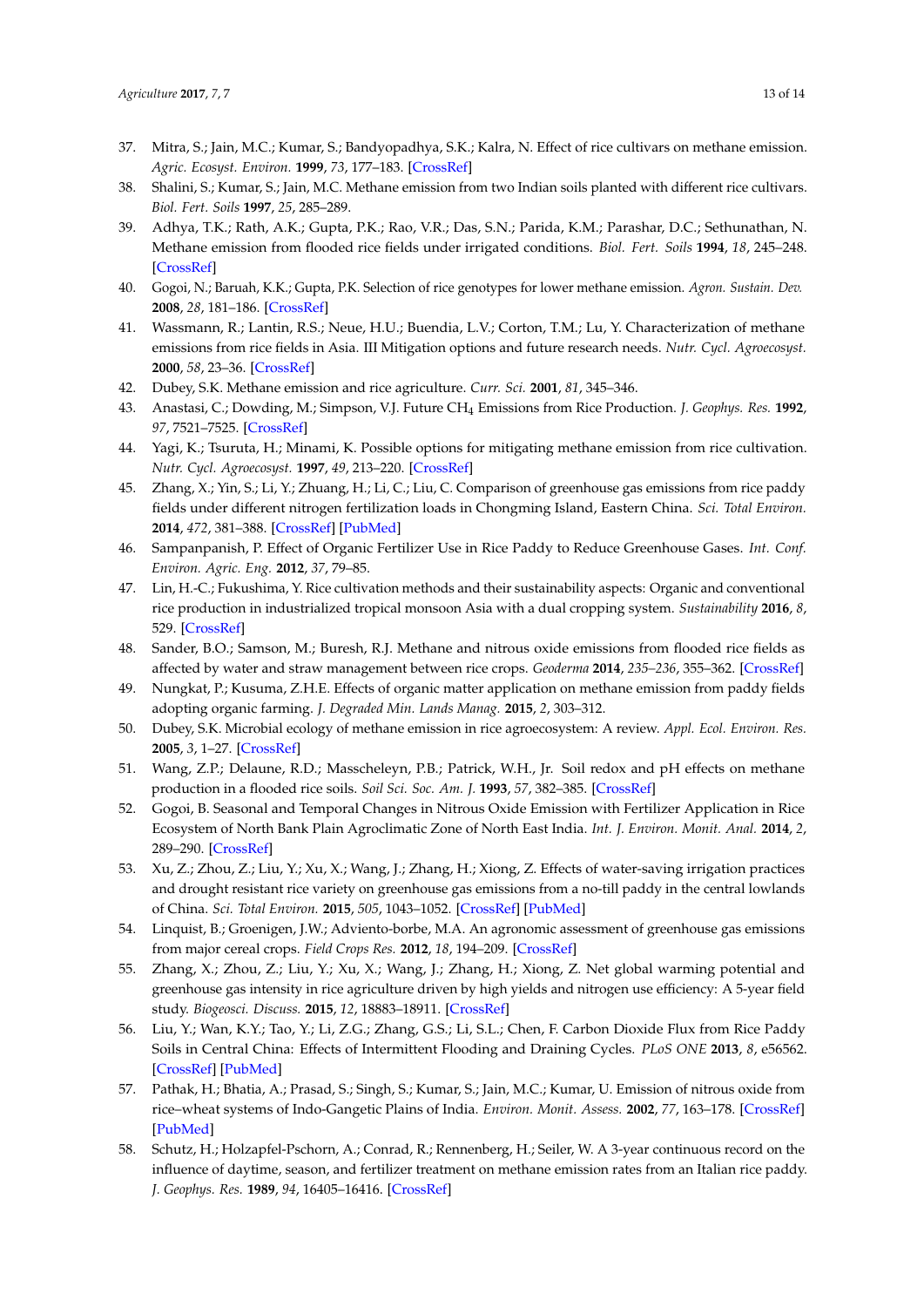37. Mitra, S.; Jain, M.C.; Kumar, S.; Bandyopadhya, S.K.; Kalra, N. Effect of rice cultivars on methane emission. *Agric. Ecosyst. Environ.* **1999**, *73*, 177–183. [CrossRef]
38. Shalini, S.; Kumar, S.; Jain, M.C. Methane emission from two Indian soils planted with different rice cultivars. *Biol. Fert. Soils* **1997**, *25*, 285–289.
39. Adhya, T.K.; Rath, A.K.; Gupta, P.K.; Rao, V.R.; Das, S.N.; Parida, K.M.; Parashar, D.C.; Sethunathan, N. Methane emission from flooded rice fields under irrigated conditions. *Biol. Fert. Soils* **1994**, *18*, 245–248. [CrossRef]
40. Gogoi, N.; Baruah, K.K.; Gupta, P.K. Selection of rice genotypes for lower methane emission. *Agron. Sustain. Dev.* **2008**, *28*, 181–186. [CrossRef]
41. Wassmann, R.; Lantin, R.S.; Neue, H.U.; Buendia, L.V.; Corton, T.M.; Lu, Y. Characterization of methane emissions from rice fields in Asia. III Mitigation options and future research needs. *Nutr. Cycl. Agroecosyst.* **2000**, *58*, 23–36. [CrossRef]
42. Dubey, S.K. Methane emission and rice agriculture. *Curr. Sci.* **2001**, *81*, 345–346.
43. Anastasi, C.; Dowding, M.; Simpson, V.J. Future $CH_4$ Emissions from Rice Production. *J. Geophys. Res.* **1992**, *97*, 7521–7525. [CrossRef]
44. Yagi, K.; Tsuruta, H.; Minami, K. Possible options for mitigating methane emission from rice cultivation. *Nutr. Cycl. Agroecosyst.* **1997**, *49*, 213–220. [CrossRef]
45. Zhang, X.; Yin, S.; Li, Y.; Zhuang, H.; Li, C.; Liu, C. Comparison of greenhouse gas emissions from rice paddy fields under different nitrogen fertilization loads in Chongming Island, Eastern China. *Sci. Total Environ.* **2014**, *472*, 381–388. [CrossRef] [PubMed]
46. Sampanpanish, P. Effect of Organic Fertilizer Use in Rice Paddy to Reduce Greenhouse Gases. *Int. Conf. Environ. Agric. Eng.* **2012**, *37*, 79–85.
47. Lin, H.-C.; Fukushima, Y. Rice cultivation methods and their sustainability aspects: Organic and conventional rice production in industrialized tropical monsoon Asia with a dual cropping system. *Sustainability* **2016**, *8*, 529. [CrossRef]
48. Sander, B.O.; Samson, M.; Buresh, R.J. Methane and nitrous oxide emissions from flooded rice fields as affected by water and straw management between rice crops. *Geoderma* **2014**, *235–236*, 355–362. [CrossRef]
49. Nungkat, P.; Kusuma, Z.H.E. Effects of organic matter application on methane emission from paddy fields adopting organic farming. *J. Degraded Min. Lands Manag.* **2015**, *2*, 303–312.
50. Dubey, S.K. Microbial ecology of methane emission in rice agroecosystem: A review. *Appl. Ecol. Environ. Res.* **2005**, *3*, 1–27. [CrossRef]
51. Wang, Z.P.; Delaune, R.D.; Masscheleyn, P.B.; Patrick, W.H., Jr. Soil redox and pH effects on methane production in a flooded rice soils. *Soil Sci. Soc. Am. J.* **1993**, *57*, 382–385. [CrossRef]
52. Gogoi, B. Seasonal and Temporal Changes in Nitrous Oxide Emission with Fertilizer Application in Rice Ecosystem of North Bank Plain Agroclimatic Zone of North East India. *Int. J. Environ. Monit. Anal.* **2014**, *2*, 289–290. [CrossRef]
53. Xu, Z.; Zhou, Z.; Liu, Y.; Xu, X.; Wang, J.; Zhang, H.; Xiong, Z. Effects of water-saving irrigation practices and drought resistant rice variety on greenhouse gas emissions from a no-till paddy in the central lowlands of China. *Sci. Total Environ.* **2015**, *505*, 1043–1052. [CrossRef] [PubMed]
54. Linquist, B.; Groenigen, J.W.; Adviento-borbe, M.A. An agronomic assessment of greenhouse gas emissions from major cereal crops. *Field Crops Res.* **2012**, *18*, 194–209. [CrossRef]
55. Zhang, X.; Zhou, Z.; Liu, Y.; Xu, X.; Wang, J.; Zhang, H.; Xiong, Z. Net global warming potential and greenhouse gas intensity in rice agriculture driven by high yields and nitrogen use efficiency: A 5-year field study. *Biogeosci. Discuss.* **2015**, *12*, 18883–18911. [CrossRef]
56. Liu, Y.; Wan, K.Y.; Tao, Y.; Li, Z.G.; Zhang, G.S.; Li, S.L.; Chen, F. Carbon Dioxide Flux from Rice Paddy Soils in Central China: Effects of Intermittent Flooding and Draining Cycles. *PLoS ONE* **2013**, *8*, e56562. [CrossRef] [PubMed]
57. Pathak, H.; Bhatia, A.; Prasad, S.; Singh, S.; Kumar, S.; Jain, M.C.; Kumar, U. Emission of nitrous oxide from rice–wheat systems of Indo-Gangetic Plains of India. *Environ. Monit. Assess.* **2002**, *77*, 163–178. [CrossRef] [PubMed]
58. Schutz, H.; Holzapfel-Pschorn, A.; Conrad, R.; Rennenberg, H.; Seiler, W. A 3-year continuous record on the influence of daytime, season, and fertilizer treatment on methane emission rates from an Italian rice paddy. *J. Geophys. Res.* **1989**, *94*, 16405–16416. [CrossRef]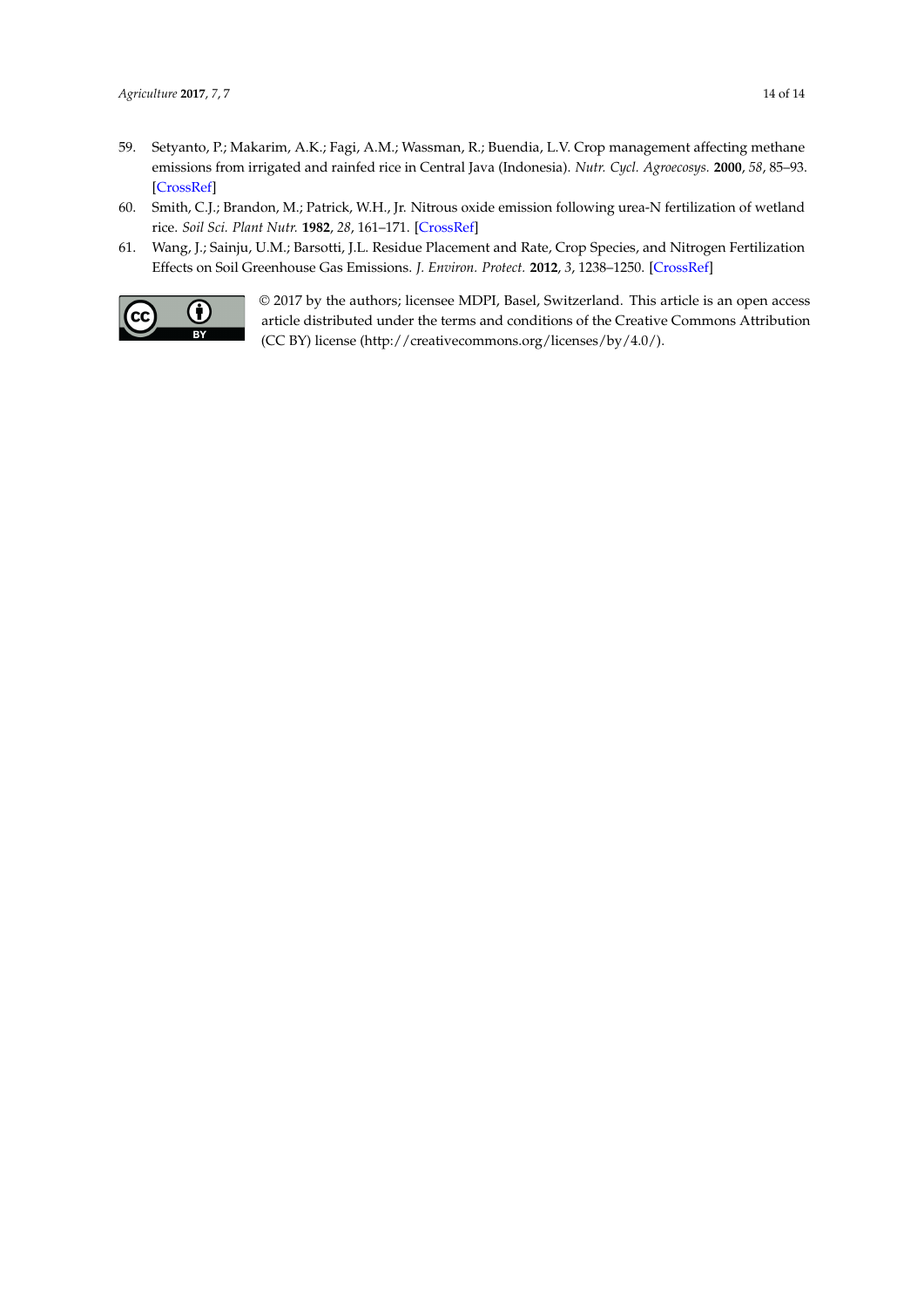59. Setyanto, P.; Makarim, A.K.; Fagi, A.M.; Wassman, R.; Buendia, L.V. Crop management affecting methane emissions from irrigated and rainfed rice in Central Java (Indonesia). *Nutr. Cycl. Agroecosys.* **2000**, *58*, 85–93. [CrossRef]
60. Smith, C.J.; Brandon, M.; Patrick, W.H., Jr. Nitrous oxide emission following urea-N fertilization of wetland rice. *Soil Sci. Plant Nutr.* **1982**, *28*, 161–171. [CrossRef]
61. Wang, J.; Sainju, U.M.; Barsotti, J.L. Residue Placement and Rate, Crop Species, and Nitrogen Fertilization Effects on Soil Greenhouse Gas Emissions. *J. Environ. Protect.* **2012**, *3*, 1238–1250. [CrossRef]

© 2017 by the authors; licensee MDPI, Basel, Switzerland. This article is an open access article distributed under the terms and conditions of the Creative Commons Attribution (CC BY) license (http://creativecommons.org/licenses/by/4.0/).